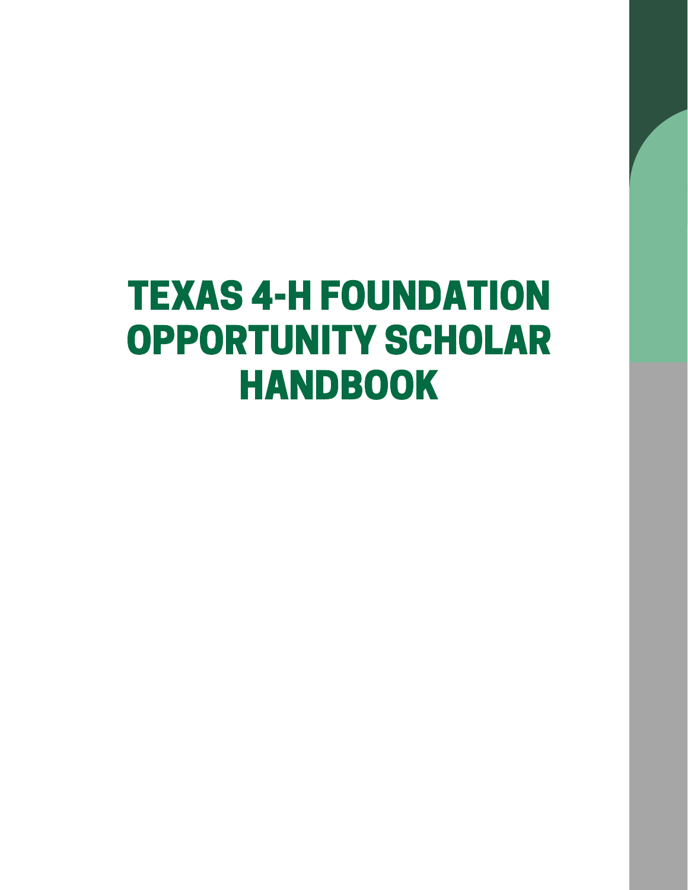# TEXAS 4-H FOUNDATION OPPORTUNITY SCHOLAR HANDBOOK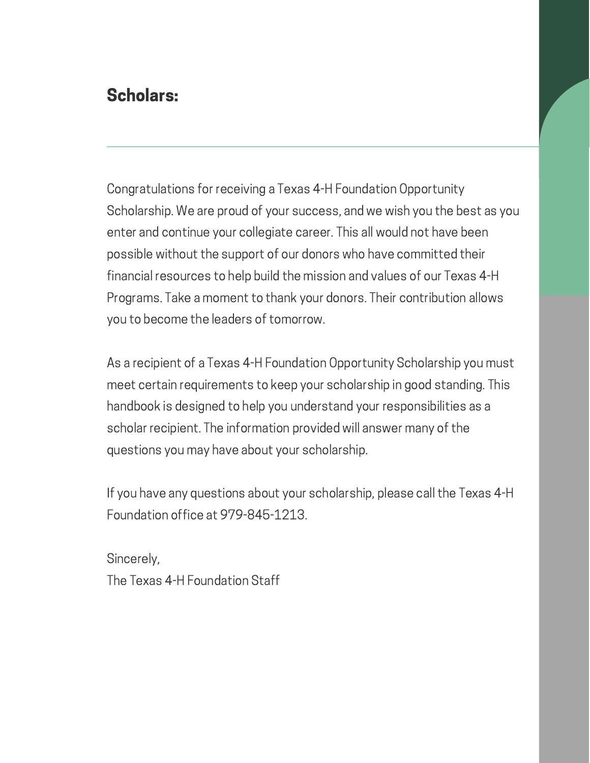## Scholars:

Congratulations for receiving a Texas 4-H Foundation Opportunity Scholarship. We are proud of your success, and we wish you the best as you enter and continue your collegiate career. This all would not have been possible without the support of our donors who have committed their financial resources to help build the mission and values of our Texas 4-H Programs. Take a moment to thank your donors. Their contribution allows you to become the leaders of tomorrow.

As a recipient of a Texas 4-H Foundation Opportunity Scholarship you must meet certain requirements to keep your scholarship in good standing. This handbook is designed to help you understand your responsibilities as a scholar recipient. The information provided will answer many of the questions you may have about your scholarship.

If you have any questions about your scholarship, please call the Texas 4-H Foundation office at 979-845-1213.

Sincerely,
The Texas 4-H Foundation Staff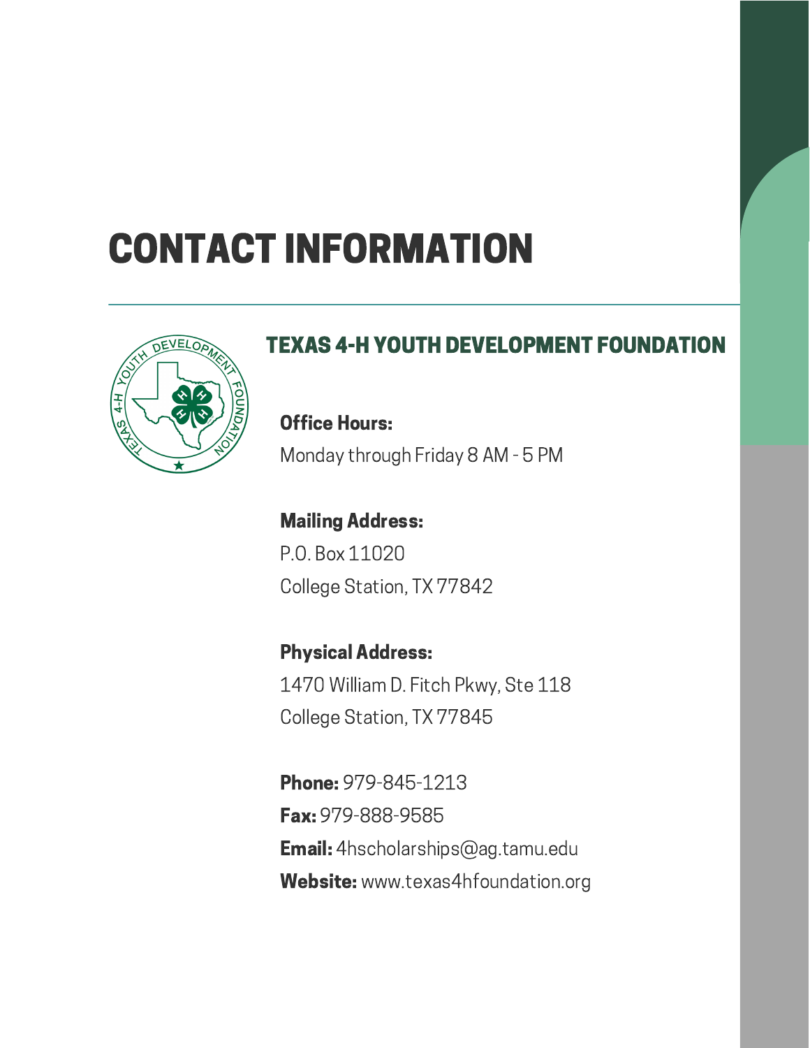# CONTACT INFORMATION

## TEXAS 4-H YOUTH DEVELOPMENT FOUNDATION

**Office Hours:**
Monday through Friday 8 AM - 5 PM

**Mailing Address:**
P.O. Box 11020
College Station, TX 77842

**Physical Address:**
1470 William D. Fitch Pkwy, Ste 118
College Station, TX 77845

**Phone:** 979-845-1213
**Fax:** 979-888-9585
**Email:** 4hscholarships@ag.tamu.edu
**Website:** www.texas4hfoundation.org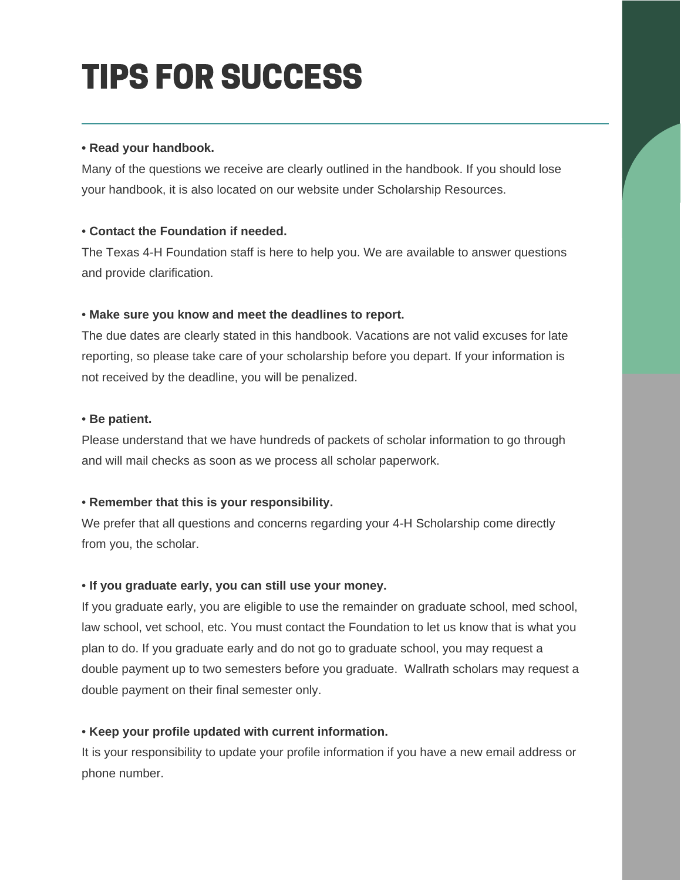# TIPS FOR SUCCESS

- **Read your handbook.**

Many of the questions we receive are clearly outlined in the handbook. If you should lose your handbook, it is also located on our website under Scholarship Resources.

- **Contact the Foundation if needed.**

The Texas 4-H Foundation staff is here to help you. We are available to answer questions and provide clarification.

- **Make sure you know and meet the deadlines to report.**

The due dates are clearly stated in this handbook. Vacations are not valid excuses for late reporting, so please take care of your scholarship before you depart. If your information is not received by the deadline, you will be penalized.

- **Be patient.**

Please understand that we have hundreds of packets of scholar information to go through and will mail checks as soon as we process all scholar paperwork.

- **Remember that this is your responsibility.**

We prefer that all questions and concerns regarding your 4-H Scholarship come directly from you, the scholar.

- **If you graduate early, you can still use your money.**

If you graduate early, you are eligible to use the remainder on graduate school, med school, law school, vet school, etc. You must contact the Foundation to let us know that is what you plan to do. If you graduate early and do not go to graduate school, you may request a double payment up to two semesters before you graduate. Wallrath scholars may request a double payment on their final semester only.

- **Keep your profile updated with current information.**

It is your responsibility to update your profile information if you have a new email address or phone number.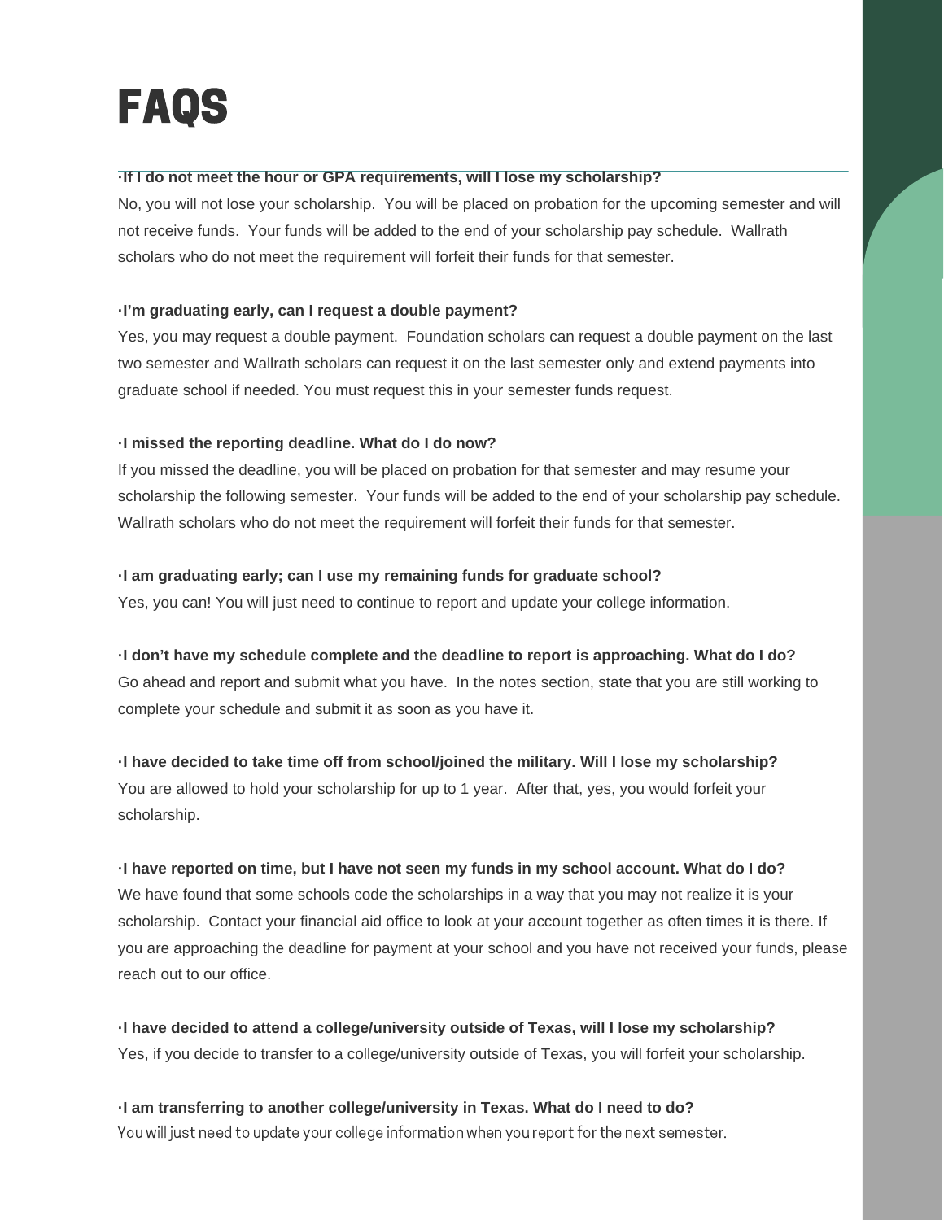# FAQS

**·If I do not meet the hour or GPA requirements, will I lose my scholarship?**
No, you will not lose your scholarship. You will be placed on probation for the upcoming semester and will not receive funds. Your funds will be added to the end of your scholarship pay schedule. Wallrath scholars who do not meet the requirement will forfeit their funds for that semester.

**·I'm graduating early, can I request a double payment?**
Yes, you may request a double payment. Foundation scholars can request a double payment on the last two semester and Wallrath scholars can request it on the last semester only and extend payments into graduate school if needed. You must request this in your semester funds request.

**·I missed the reporting deadline. What do I do now?**
If you missed the deadline, you will be placed on probation for that semester and may resume your scholarship the following semester. Your funds will be added to the end of your scholarship pay schedule. Wallrath scholars who do not meet the requirement will forfeit their funds for that semester.

**·I am graduating early; can I use my remaining funds for graduate school?**
Yes, you can! You will just need to continue to report and update your college information.

**·I don't have my schedule complete and the deadline to report is approaching. What do I do?**
Go ahead and report and submit what you have. In the notes section, state that you are still working to complete your schedule and submit it as soon as you have it.

**·I have decided to take time off from school/joined the military. Will I lose my scholarship?**
You are allowed to hold your scholarship for up to 1 year. After that, yes, you would forfeit your scholarship.

**·I have reported on time, but I have not seen my funds in my school account. What do I do?**
We have found that some schools code the scholarships in a way that you may not realize it is your scholarship. Contact your financial aid office to look at your account together as often times it is there. If you are approaching the deadline for payment at your school and you have not received your funds, please reach out to our office.

**·I have decided to attend a college/university outside of Texas, will I lose my scholarship?**
Yes, if you decide to transfer to a college/university outside of Texas, you will forfeit your scholarship.

**·I am transferring to another college/university in Texas. What do I need to do?**
You will just need to update your college information when you report for the next semester.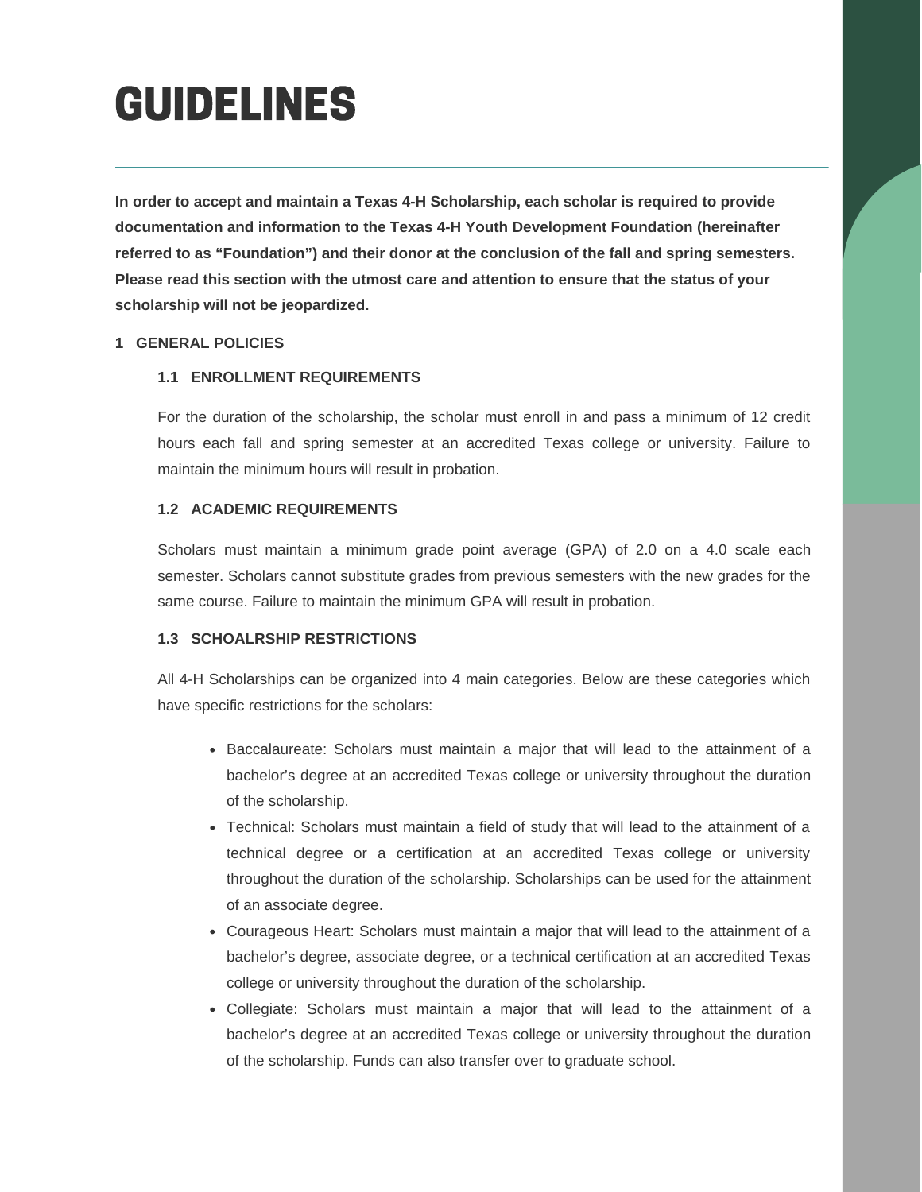# GUIDELINES

**In order to accept and maintain a Texas 4-H Scholarship, each scholar is required to provide documentation and information to the Texas 4-H Youth Development Foundation (hereinafter referred to as "Foundation") and their donor at the conclusion of the fall and spring semesters. Please read this section with the utmost care and attention to ensure that the status of your scholarship will not be jeopardized.**

## 1 GENERAL POLICIES

### 1.1 ENROLLMENT REQUIREMENTS

For the duration of the scholarship, the scholar must enroll in and pass a minimum of 12 credit hours each fall and spring semester at an accredited Texas college or university. Failure to maintain the minimum hours will result in probation.

### 1.2 ACADEMIC REQUIREMENTS

Scholars must maintain a minimum grade point average (GPA) of 2.0 on a 4.0 scale each semester. Scholars cannot substitute grades from previous semesters with the new grades for the same course. Failure to maintain the minimum GPA will result in probation.

### 1.3 SCHOALRSHIP RESTRICTIONS

All 4-H Scholarships can be organized into 4 main categories. Below are these categories which have specific restrictions for the scholars:

- Baccalaureate: Scholars must maintain a major that will lead to the attainment of a bachelor's degree at an accredited Texas college or university throughout the duration of the scholarship.
- Technical: Scholars must maintain a field of study that will lead to the attainment of a technical degree or a certification at an accredited Texas college or university throughout the duration of the scholarship. Scholarships can be used for the attainment of an associate degree.
- Courageous Heart: Scholars must maintain a major that will lead to the attainment of a bachelor's degree, associate degree, or a technical certification at an accredited Texas college or university throughout the duration of the scholarship.
- Collegiate: Scholars must maintain a major that will lead to the attainment of a bachelor's degree at an accredited Texas college or university throughout the duration of the scholarship. Funds can also transfer over to graduate school.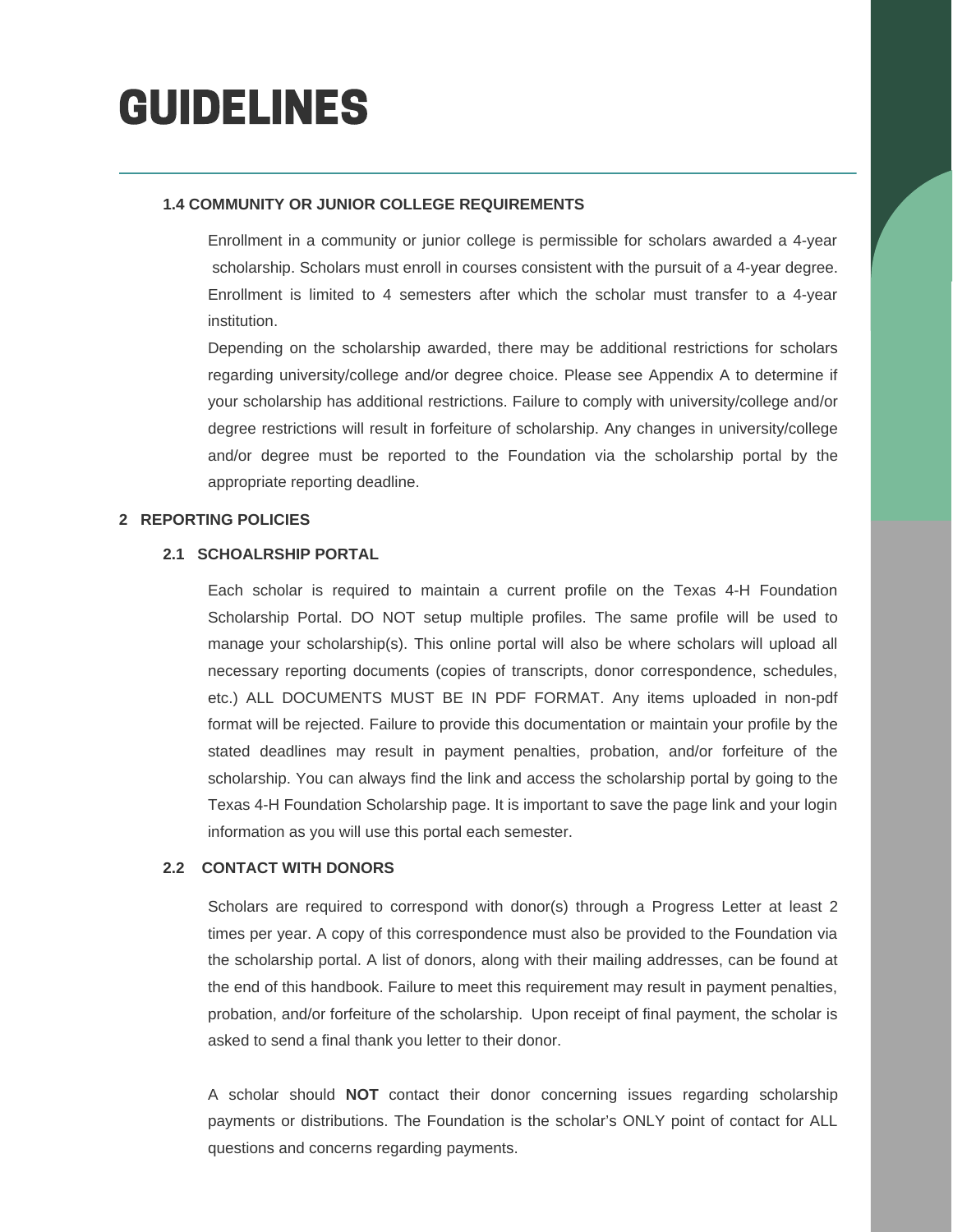# GUIDELINES

### 1.4 COMMUNITY OR JUNIOR COLLEGE REQUIREMENTS

Enrollment in a community or junior college is permissible for scholars awarded a 4-year scholarship. Scholars must enroll in courses consistent with the pursuit of a 4-year degree. Enrollment is limited to 4 semesters after which the scholar must transfer to a 4-year institution.

Depending on the scholarship awarded, there may be additional restrictions for scholars regarding university/college and/or degree choice. Please see Appendix A to determine if your scholarship has additional restrictions. Failure to comply with university/college and/or degree restrictions will result in forfeiture of scholarship. Any changes in university/college and/or degree must be reported to the Foundation via the scholarship portal by the appropriate reporting deadline.

## 2 REPORTING POLICIES

### 2.1 SCHOALRSHIP PORTAL

Each scholar is required to maintain a current profile on the Texas 4-H Foundation Scholarship Portal. DO NOT setup multiple profiles. The same profile will be used to manage your scholarship(s). This online portal will also be where scholars will upload all necessary reporting documents (copies of transcripts, donor correspondence, schedules, etc.) ALL DOCUMENTS MUST BE IN PDF FORMAT. Any items uploaded in non-pdf format will be rejected. Failure to provide this documentation or maintain your profile by the stated deadlines may result in payment penalties, probation, and/or forfeiture of the scholarship. You can always find the link and access the scholarship portal by going to the Texas 4-H Foundation Scholarship page. It is important to save the page link and your login information as you will use this portal each semester.

### 2.2 CONTACT WITH DONORS

Scholars are required to correspond with donor(s) through a Progress Letter at least 2 times per year. A copy of this correspondence must also be provided to the Foundation via the scholarship portal. A list of donors, along with their mailing addresses, can be found at the end of this handbook. Failure to meet this requirement may result in payment penalties, probation, and/or forfeiture of the scholarship. Upon receipt of final payment, the scholar is asked to send a final thank you letter to their donor.

A scholar should **NOT** contact their donor concerning issues regarding scholarship payments or distributions. The Foundation is the scholar's ONLY point of contact for ALL questions and concerns regarding payments.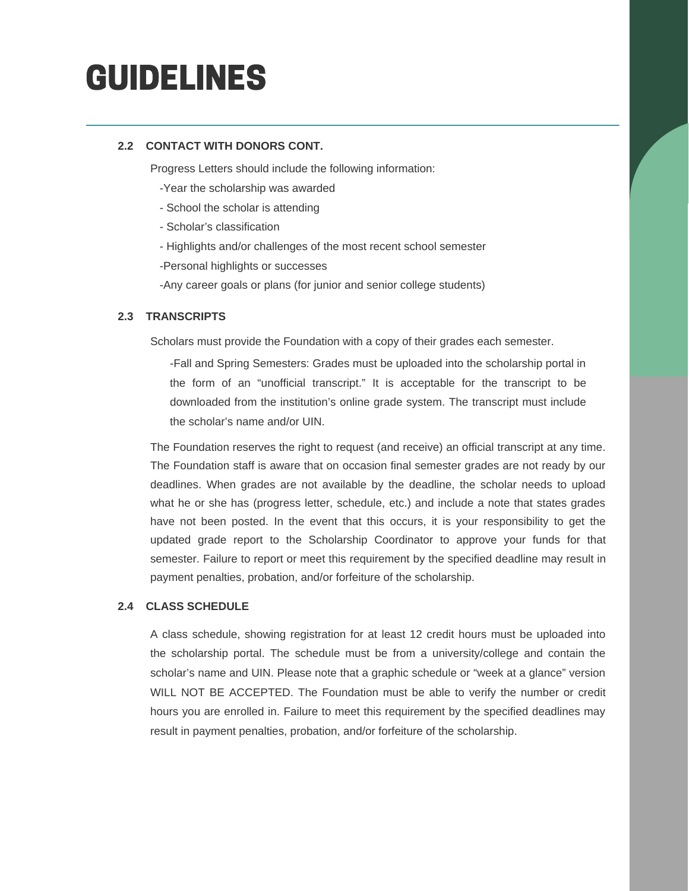# GUIDELINES

### 2.2 CONTACT WITH DONORS CONT.

Progress Letters should include the following information:

-Year the scholarship was awarded

- School the scholar is attending

- Scholar's classification

- Highlights and/or challenges of the most recent school semester

-Personal highlights or successes

-Any career goals or plans (for junior and senior college students)

### 2.3 TRANSCRIPTS

Scholars must provide the Foundation with a copy of their grades each semester.

-Fall and Spring Semesters: Grades must be uploaded into the scholarship portal in the form of an "unofficial transcript." It is acceptable for the transcript to be downloaded from the institution's online grade system. The transcript must include the scholar's name and/or UIN.

The Foundation reserves the right to request (and receive) an official transcript at any time. The Foundation staff is aware that on occasion final semester grades are not ready by our deadlines. When grades are not available by the deadline, the scholar needs to upload what he or she has (progress letter, schedule, etc.) and include a note that states grades have not been posted. In the event that this occurs, it is your responsibility to get the updated grade report to the Scholarship Coordinator to approve your funds for that semester. Failure to report or meet this requirement by the specified deadline may result in payment penalties, probation, and/or forfeiture of the scholarship.

### 2.4 CLASS SCHEDULE

A class schedule, showing registration for at least 12 credit hours must be uploaded into the scholarship portal. The schedule must be from a university/college and contain the scholar's name and UIN. Please note that a graphic schedule or "week at a glance" version WILL NOT BE ACCEPTED. The Foundation must be able to verify the number or credit hours you are enrolled in. Failure to meet this requirement by the specified deadlines may result in payment penalties, probation, and/or forfeiture of the scholarship.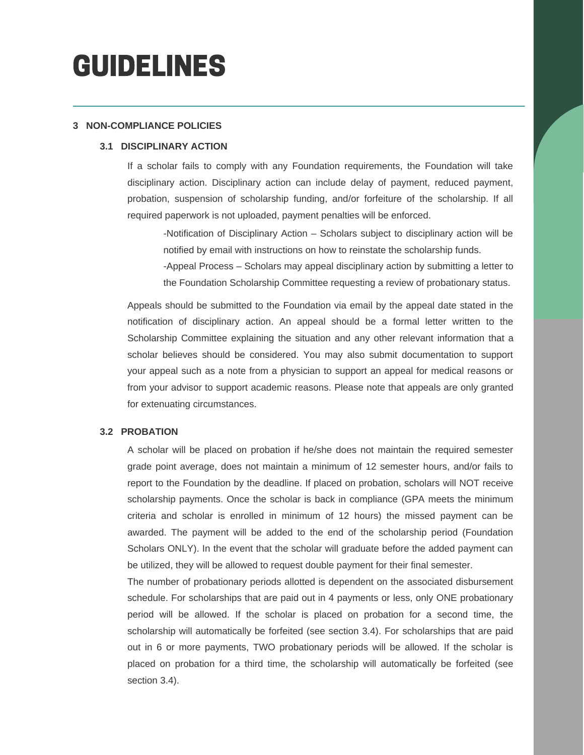# GUIDELINES

## 3 NON-COMPLIANCE POLICIES

### 3.1 DISCIPLINARY ACTION

If a scholar fails to comply with any Foundation requirements, the Foundation will take disciplinary action. Disciplinary action can include delay of payment, reduced payment, probation, suspension of scholarship funding, and/or forfeiture of the scholarship. If all required paperwork is not uploaded, payment penalties will be enforced.

-Notification of Disciplinary Action – Scholars subject to disciplinary action will be notified by email with instructions on how to reinstate the scholarship funds.

-Appeal Process – Scholars may appeal disciplinary action by submitting a letter to the Foundation Scholarship Committee requesting a review of probationary status.

Appeals should be submitted to the Foundation via email by the appeal date stated in the notification of disciplinary action. An appeal should be a formal letter written to the Scholarship Committee explaining the situation and any other relevant information that a scholar believes should be considered. You may also submit documentation to support your appeal such as a note from a physician to support an appeal for medical reasons or from your advisor to support academic reasons. Please note that appeals are only granted for extenuating circumstances.

### 3.2 PROBATION

A scholar will be placed on probation if he/she does not maintain the required semester grade point average, does not maintain a minimum of 12 semester hours, and/or fails to report to the Foundation by the deadline. If placed on probation, scholars will NOT receive scholarship payments. Once the scholar is back in compliance (GPA meets the minimum criteria and scholar is enrolled in minimum of 12 hours) the missed payment can be awarded. The payment will be added to the end of the scholarship period (Foundation Scholars ONLY). In the event that the scholar will graduate before the added payment can be utilized, they will be allowed to request double payment for their final semester.

The number of probationary periods allotted is dependent on the associated disbursement schedule. For scholarships that are paid out in 4 payments or less, only ONE probationary period will be allowed. If the scholar is placed on probation for a second time, the scholarship will automatically be forfeited (see section 3.4). For scholarships that are paid out in 6 or more payments, TWO probationary periods will be allowed. If the scholar is placed on probation for a third time, the scholarship will automatically be forfeited (see section 3.4).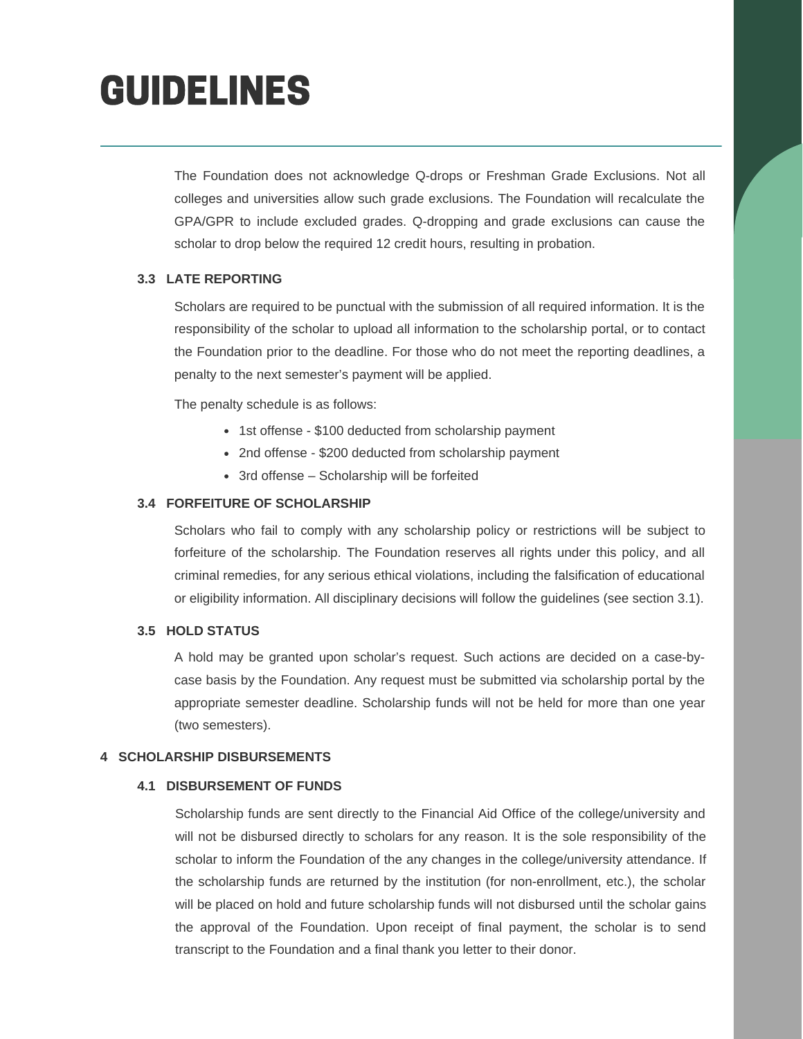# GUIDELINES

The Foundation does not acknowledge Q-drops or Freshman Grade Exclusions. Not all colleges and universities allow such grade exclusions. The Foundation will recalculate the GPA/GPR to include excluded grades. Q-dropping and grade exclusions can cause the scholar to drop below the required 12 credit hours, resulting in probation.

### 3.3 LATE REPORTING

Scholars are required to be punctual with the submission of all required information. It is the responsibility of the scholar to upload all information to the scholarship portal, or to contact the Foundation prior to the deadline. For those who do not meet the reporting deadlines, a penalty to the next semester's payment will be applied.

The penalty schedule is as follows:

- 1st offense - $100 deducted from scholarship payment
- 2nd offense - $200 deducted from scholarship payment
- 3rd offense – Scholarship will be forfeited

### 3.4 FORFEITURE OF SCHOLARSHIP

Scholars who fail to comply with any scholarship policy or restrictions will be subject to forfeiture of the scholarship. The Foundation reserves all rights under this policy, and all criminal remedies, for any serious ethical violations, including the falsification of educational or eligibility information. All disciplinary decisions will follow the guidelines (see section 3.1).

### 3.5 HOLD STATUS

A hold may be granted upon scholar's request. Such actions are decided on a case-by-case basis by the Foundation. Any request must be submitted via scholarship portal by the appropriate semester deadline. Scholarship funds will not be held for more than one year (two semesters).

## 4 SCHOLARSHIP DISBURSEMENTS

### 4.1 DISBURSEMENT OF FUNDS

Scholarship funds are sent directly to the Financial Aid Office of the college/university and will not be disbursed directly to scholars for any reason. It is the sole responsibility of the scholar to inform the Foundation of the any changes in the college/university attendance. If the scholarship funds are returned by the institution (for non-enrollment, etc.), the scholar will be placed on hold and future scholarship funds will not disbursed until the scholar gains the approval of the Foundation. Upon receipt of final payment, the scholar is to send transcript to the Foundation and a final thank you letter to their donor.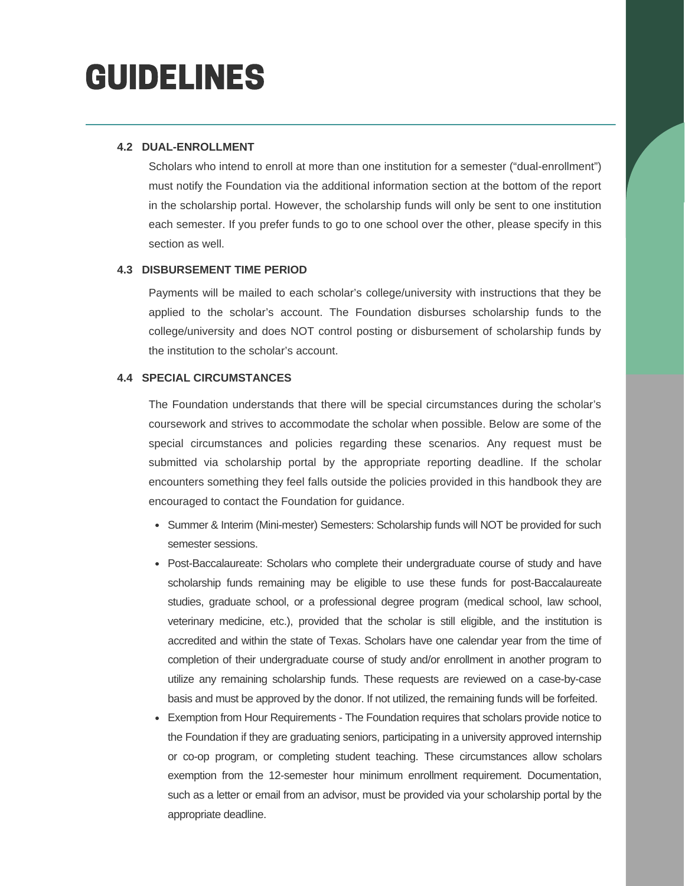# GUIDELINES

### 4.2 DUAL-ENROLLMENT

Scholars who intend to enroll at more than one institution for a semester ("dual-enrollment") must notify the Foundation via the additional information section at the bottom of the report in the scholarship portal. However, the scholarship funds will only be sent to one institution each semester. If you prefer funds to go to one school over the other, please specify in this section as well.

### 4.3 DISBURSEMENT TIME PERIOD

Payments will be mailed to each scholar's college/university with instructions that they be applied to the scholar's account. The Foundation disburses scholarship funds to the college/university and does NOT control posting or disbursement of scholarship funds by the institution to the scholar's account.

### 4.4 SPECIAL CIRCUMSTANCES

The Foundation understands that there will be special circumstances during the scholar's coursework and strives to accommodate the scholar when possible. Below are some of the special circumstances and policies regarding these scenarios. Any request must be submitted via scholarship portal by the appropriate reporting deadline. If the scholar encounters something they feel falls outside the policies provided in this handbook they are encouraged to contact the Foundation for guidance.

- Summer & Interim (Mini-mester) Semesters: Scholarship funds will NOT be provided for such semester sessions.
- Post-Baccalaureate: Scholars who complete their undergraduate course of study and have scholarship funds remaining may be eligible to use these funds for post-Baccalaureate studies, graduate school, or a professional degree program (medical school, law school, veterinary medicine, etc.), provided that the scholar is still eligible, and the institution is accredited and within the state of Texas. Scholars have one calendar year from the time of completion of their undergraduate course of study and/or enrollment in another program to utilize any remaining scholarship funds. These requests are reviewed on a case-by-case basis and must be approved by the donor. If not utilized, the remaining funds will be forfeited.
- Exemption from Hour Requirements - The Foundation requires that scholars provide notice to the Foundation if they are graduating seniors, participating in a university approved internship or co-op program, or completing student teaching. These circumstances allow scholars exemption from the 12-semester hour minimum enrollment requirement. Documentation, such as a letter or email from an advisor, must be provided via your scholarship portal by the appropriate deadline.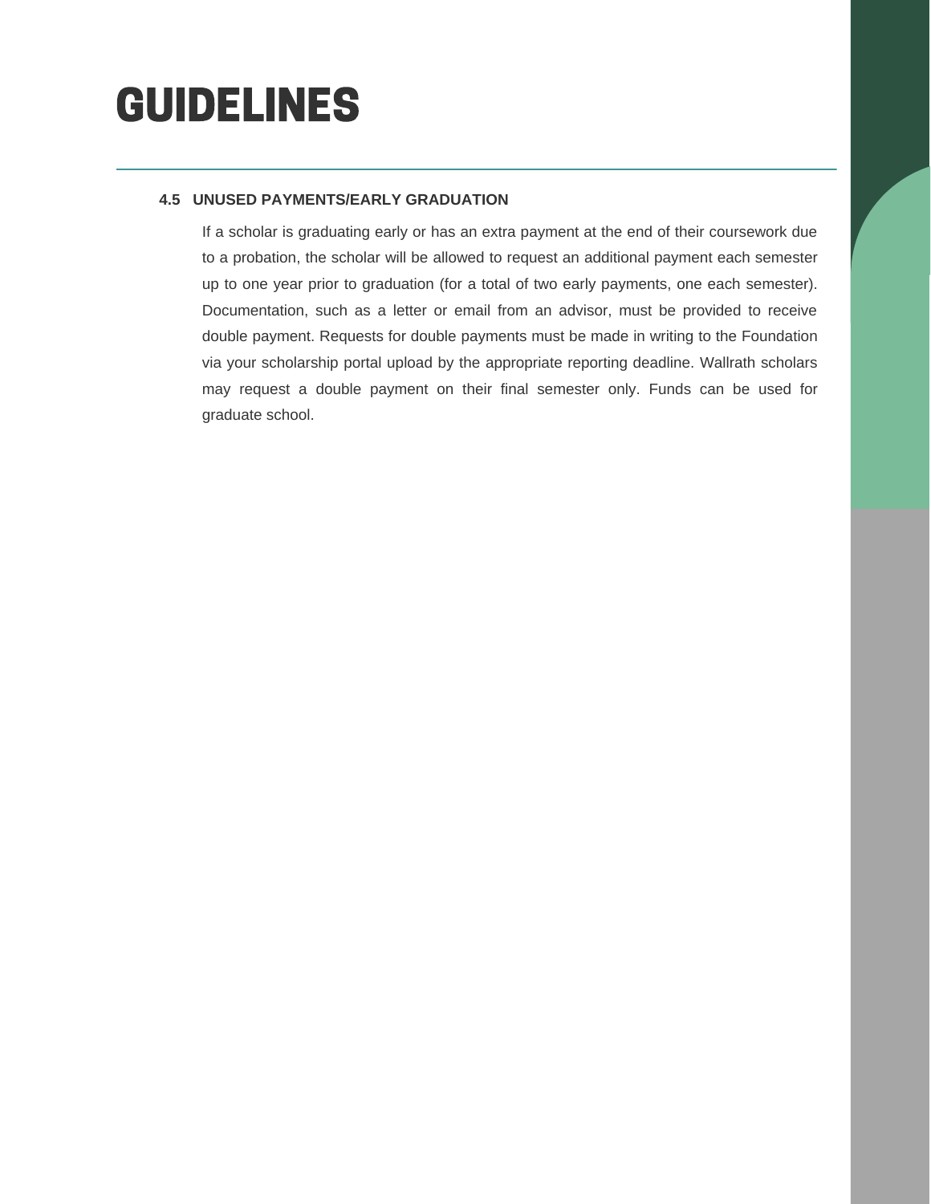# GUIDELINES

### 4.5 UNUSED PAYMENTS/EARLY GRADUATION

If a scholar is graduating early or has an extra payment at the end of their coursework due to a probation, the scholar will be allowed to request an additional payment each semester up to one year prior to graduation (for a total of two early payments, one each semester). Documentation, such as a letter or email from an advisor, must be provided to receive double payment. Requests for double payments must be made in writing to the Foundation via your scholarship portal upload by the appropriate reporting deadline. Wallrath scholars may request a double payment on their final semester only. Funds can be used for graduate school.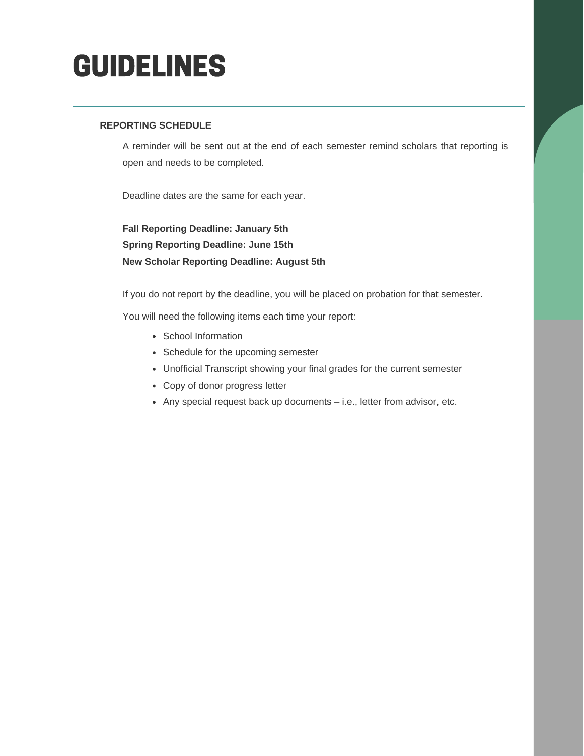# GUIDELINES

### REPORTING SCHEDULE

A reminder will be sent out at the end of each semester remind scholars that reporting is open and needs to be completed.

Deadline dates are the same for each year.

**Fall Reporting Deadline: January 5th**
**Spring Reporting Deadline: June 15th**
**New Scholar Reporting Deadline: August 5th**

If you do not report by the deadline, you will be placed on probation for that semester.

You will need the following items each time your report:

- School Information
- Schedule for the upcoming semester
- Unofficial Transcript showing your final grades for the current semester
- Copy of donor progress letter
- Any special request back up documents – i.e., letter from advisor, etc.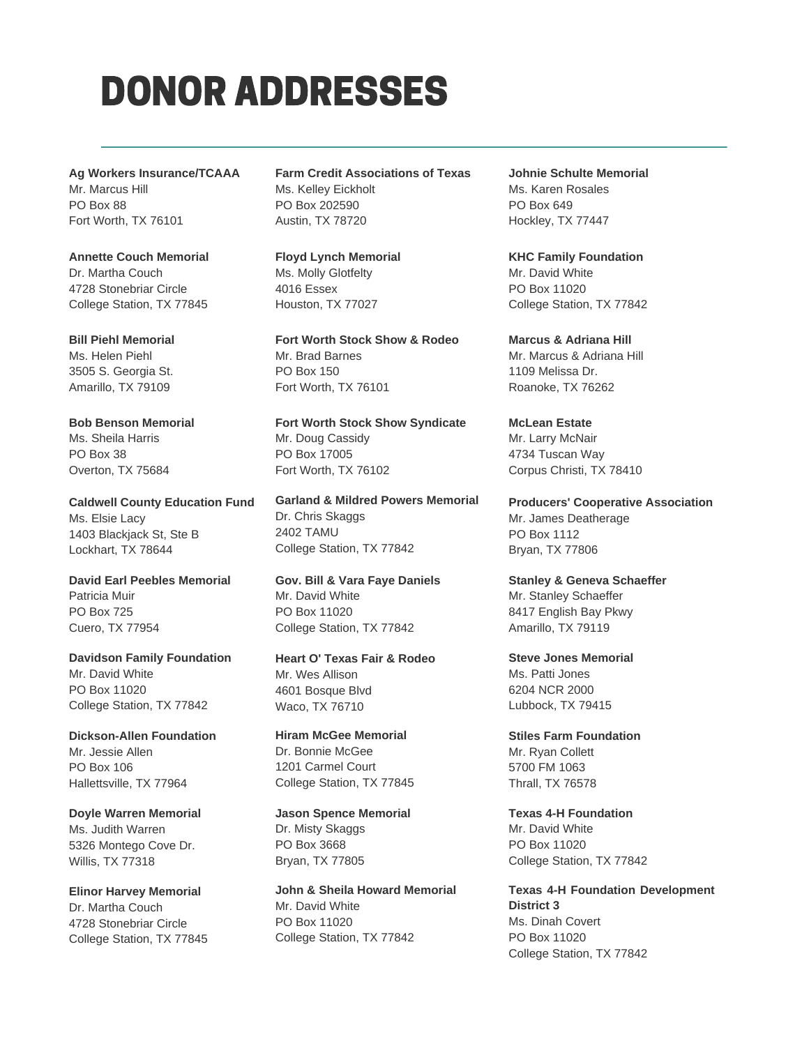# DONOR ADDRESSES

**Ag Workers Insurance/TCAAA**
Mr. Marcus Hill
PO Box 88
Fort Worth, TX 76101

**Annette Couch Memorial**
Dr. Martha Couch
4728 Stonebriar Circle
College Station, TX 77845

**Bill Piehl Memorial**
Ms. Helen Piehl
3505 S. Georgia St.
Amarillo, TX 79109

**Bob Benson Memorial**
Ms. Sheila Harris
PO Box 38
Overton, TX 75684

**Caldwell County Education Fund**
Ms. Elsie Lacy
1403 Blackjack St, Ste B
Lockhart, TX 78644

**David Earl Peebles Memorial**
Patricia Muir
PO Box 725
Cuero, TX 77954

**Davidson Family Foundation**
Mr. David White
PO Box 11020
College Station, TX 77842

**Dickson-Allen Foundation**
Mr. Jessie Allen
PO Box 106
Hallettsville, TX 77964

**Doyle Warren Memorial**
Ms. Judith Warren
5326 Montego Cove Dr.
Willis, TX 77318

**Elinor Harvey Memorial**
Dr. Martha Couch
4728 Stonebriar Circle
College Station, TX 77845

**Farm Credit Associations of Texas**
Ms. Kelley Eickholt
PO Box 202590
Austin, TX 78720

**Floyd Lynch Memorial**
Ms. Molly Glotfelty
4016 Essex
Houston, TX 77027

**Fort Worth Stock Show & Rodeo**
Mr. Brad Barnes
PO Box 150
Fort Worth, TX 76101

**Fort Worth Stock Show Syndicate**
Mr. Doug Cassidy
PO Box 17005
Fort Worth, TX 76102

**Garland & Mildred Powers Memorial**
Dr. Chris Skaggs
2402 TAMU
College Station, TX 77842

**Gov. Bill & Vara Faye Daniels**
Mr. David White
PO Box 11020
College Station, TX 77842

**Heart O' Texas Fair & Rodeo**
Mr. Wes Allison
4601 Bosque Blvd
Waco, TX 76710

**Hiram McGee Memorial**
Dr. Bonnie McGee
1201 Carmel Court
College Station, TX 77845

**Jason Spence Memorial**
Dr. Misty Skaggs
PO Box 3668
Bryan, TX 77805

**John & Sheila Howard Memorial**
Mr. David White
PO Box 11020
College Station, TX 77842

**Johnie Schulte Memorial**
Ms. Karen Rosales
PO Box 649
Hockley, TX 77447

**KHC Family Foundation**
Mr. David White
PO Box 11020
College Station, TX 77842

**Marcus & Adriana Hill**
Mr. Marcus & Adriana Hill
1109 Melissa Dr.
Roanoke, TX 76262

**McLean Estate**
Mr. Larry McNair
4734 Tuscan Way
Corpus Christi, TX 78410

**Producers' Cooperative Association**
Mr. James Deatherage
PO Box 1112
Bryan, TX 77806

**Stanley & Geneva Schaeffer**
Mr. Stanley Schaeffer
8417 English Bay Pkwy
Amarillo, TX 79119

**Steve Jones Memorial**
Ms. Patti Jones
6204 NCR 2000
Lubbock, TX 79415

**Stiles Farm Foundation**
Mr. Ryan Collett
5700 FM 1063
Thrall, TX 76578

**Texas 4-H Foundation**
Mr. David White
PO Box 11020
College Station, TX 77842

**Texas 4-H Foundation Development District 3**
Ms. Dinah Covert
PO Box 11020
College Station, TX 77842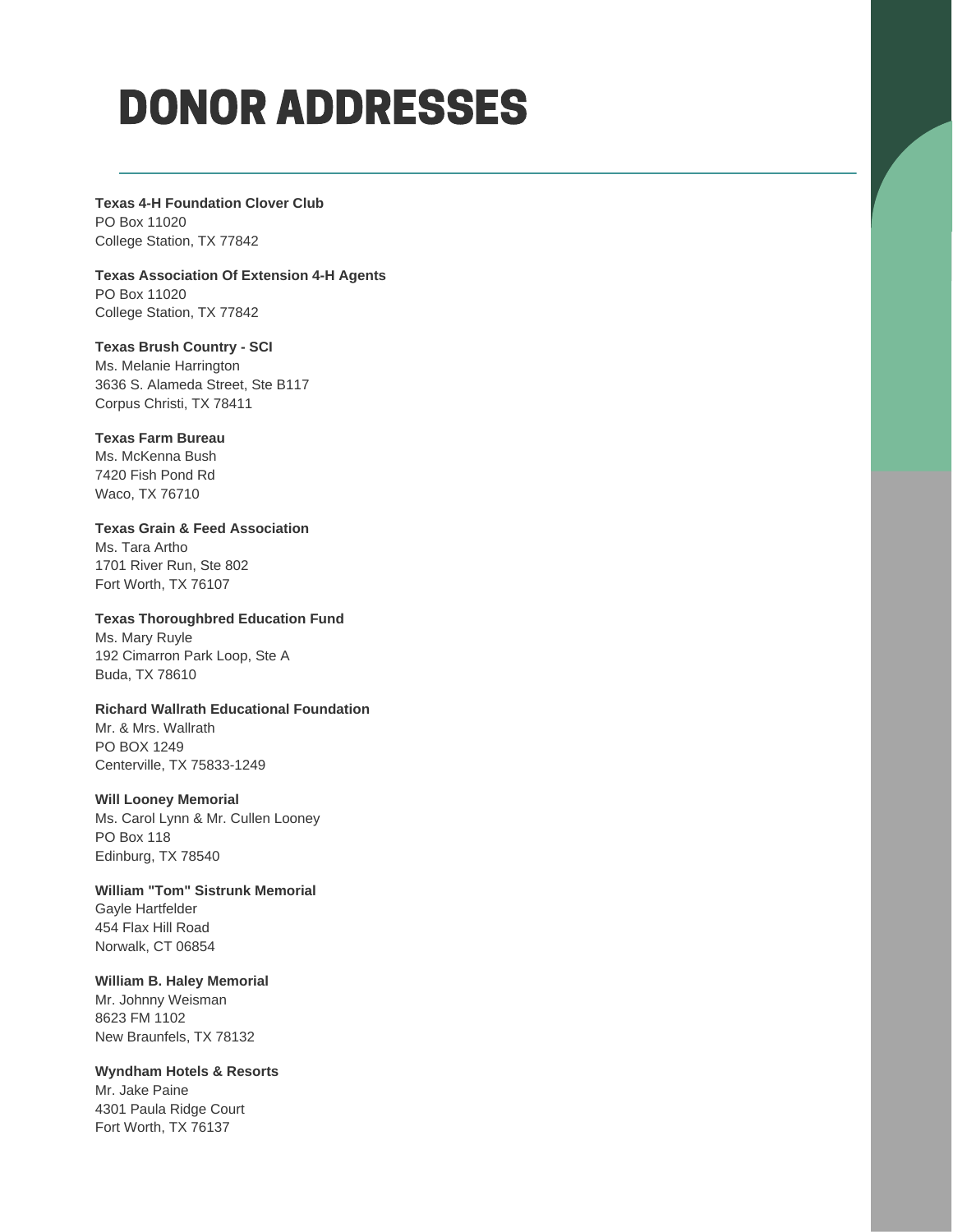# DONOR ADDRESSES

**Texas 4-H Foundation Clover Club**
PO Box 11020
College Station, TX 77842

**Texas Association Of Extension 4-H Agents**
PO Box 11020
College Station, TX 77842

**Texas Brush Country - SCI**
Ms. Melanie Harrington
3636 S. Alameda Street, Ste B117
Corpus Christi, TX 78411

**Texas Farm Bureau**
Ms. McKenna Bush
7420 Fish Pond Rd
Waco, TX 76710

**Texas Grain & Feed Association**
Ms. Tara Artho
1701 River Run, Ste 802
Fort Worth, TX 76107

**Texas Thoroughbred Education Fund**
Ms. Mary Ruyle
192 Cimarron Park Loop, Ste A
Buda, TX 78610

**Richard Wallrath Educational Foundation**
Mr. & Mrs. Wallrath
PO BOX 1249
Centerville, TX 75833-1249

**Will Looney Memorial**
Ms. Carol Lynn & Mr. Cullen Looney
PO Box 118
Edinburg, TX 78540

**William "Tom" Sistrunk Memorial**
Gayle Hartfelder
454 Flax Hill Road
Norwalk, CT 06854

**William B. Haley Memorial**
Mr. Johnny Weisman
8623 FM 1102
New Braunfels, TX 78132

**Wyndham Hotels & Resorts**
Mr. Jake Paine
4301 Paula Ridge Court
Fort Worth, TX 76137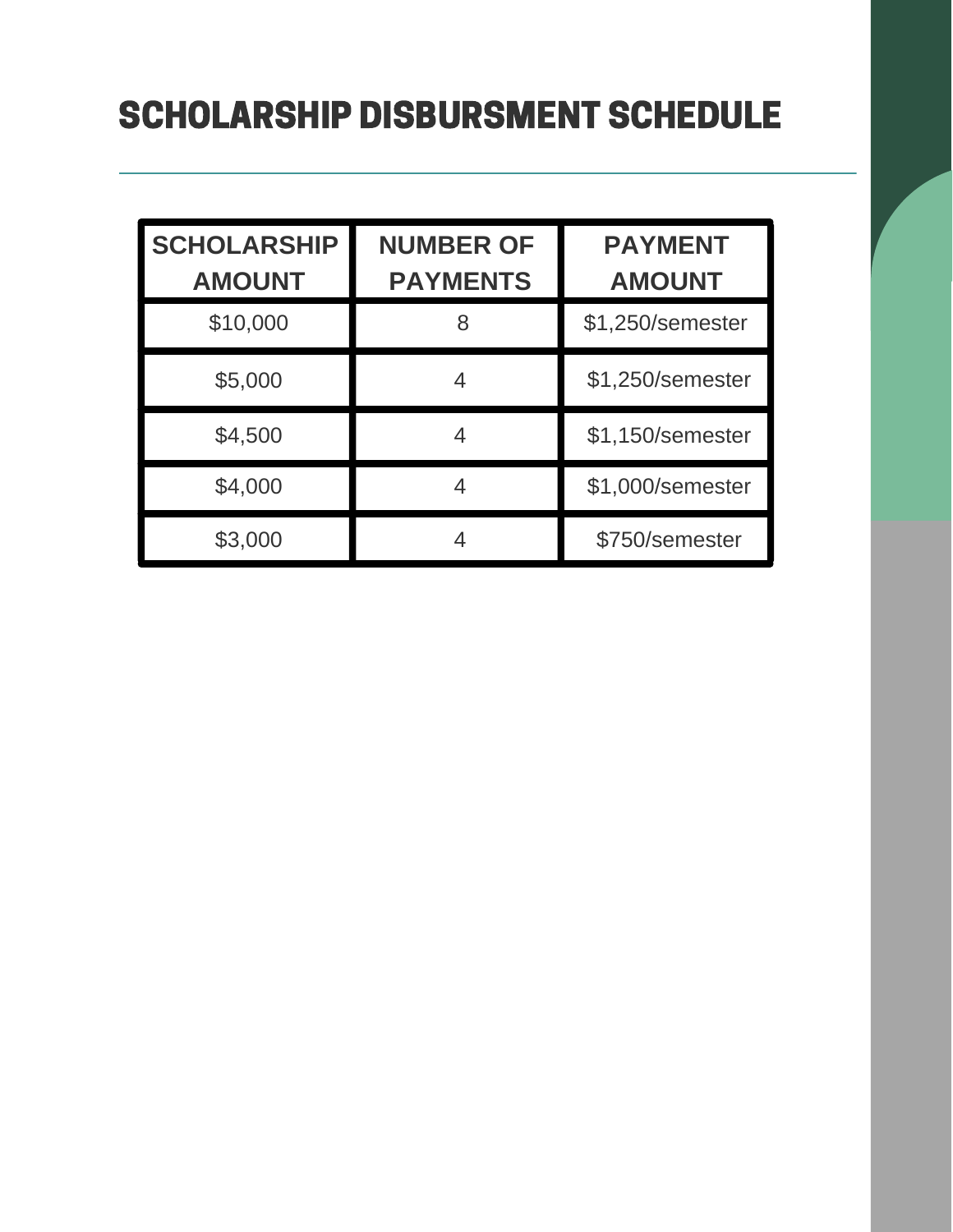# SCHOLARSHIP DISBURSMENT SCHEDULE

| SCHOLARSHIP AMOUNT | NUMBER OF PAYMENTS | PAYMENT AMOUNT |
|---|---|---|
| $10,000 | 8 | $1,250/semester |
| $5,000 | 4 | $1,250/semester |
| $4,500 | 4 | $1,150/semester |
| $4,000 | 4 | $1,000/semester |
| $3,000 | 4 | $750/semester |